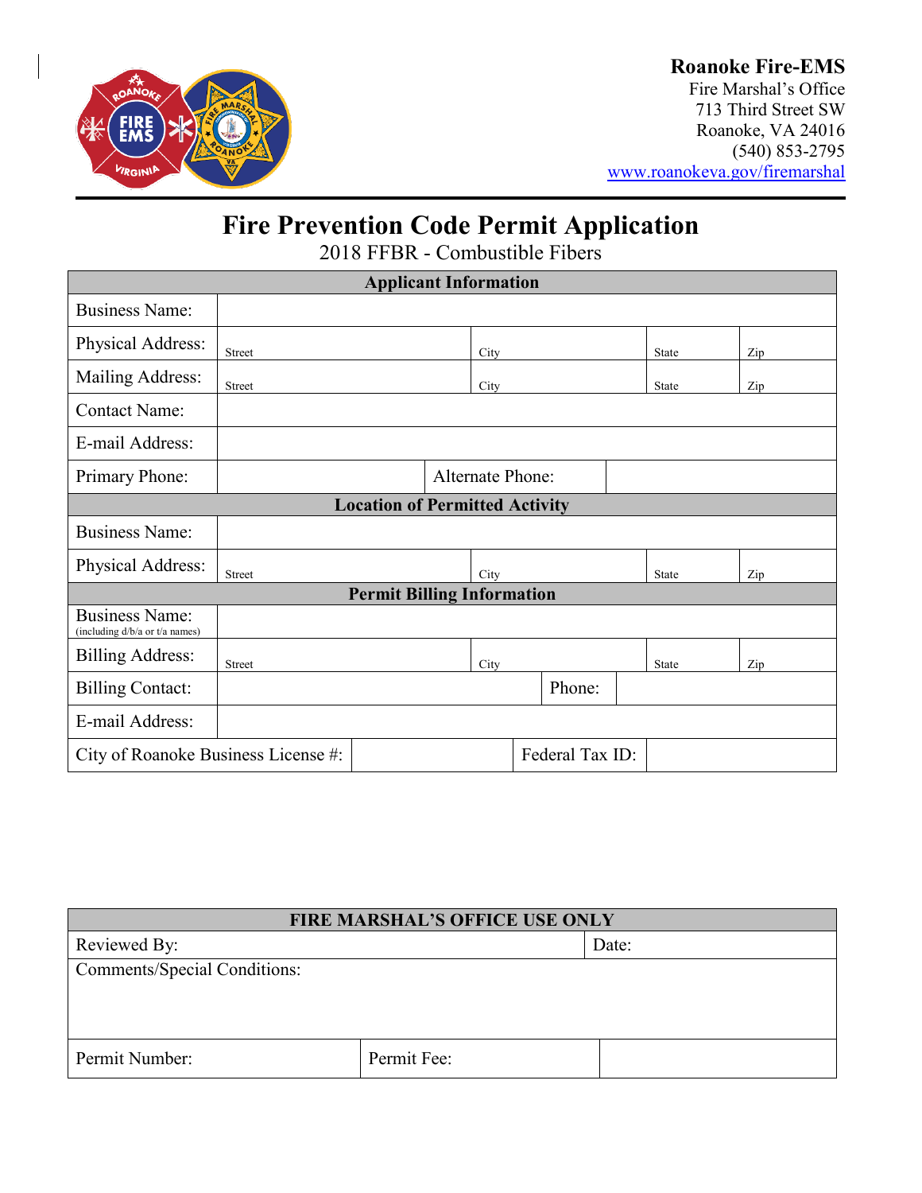**Roanoke Fire-EMS**
Fire Marshal's Office
713 Third Street SW
Roanoke, VA 24016
(540) 853-2795
www.roanokeva.gov/firemarshal

# Fire Prevention Code Permit Application

## 2018 FFBR - Combustible Fibers

| Applicant Information | | | | |
|---|---|---|---|---|
| Business Name: | | | | |
| Physical Address: | Street | City | State | Zip |
| Mailing Address: | Street | City | State | Zip |
| Contact Name: | | | | |
| E-mail Address: | | | | |
| Primary Phone: | | Alternate Phone: | | |
| **Location of Permitted Activity** | | | | |
| Business Name: | | | | |
| Physical Address: | Street | City | State | Zip |
| **Permit Billing Information** | | | | |
| Business Name: (including d/b/a or t/a names) | | | | |
| Billing Address: | Street | City | State | Zip |
| Billing Contact: | | Phone: | | |
| E-mail Address: | | | | |
| City of Roanoke Business License #: | | Federal Tax ID: | | |

| FIRE MARSHAL'S OFFICE USE ONLY | | |
|---|---|---|
| Reviewed By: | | Date: |
| Comments/Special Conditions: | | |
| Permit Number: | Permit Fee: | |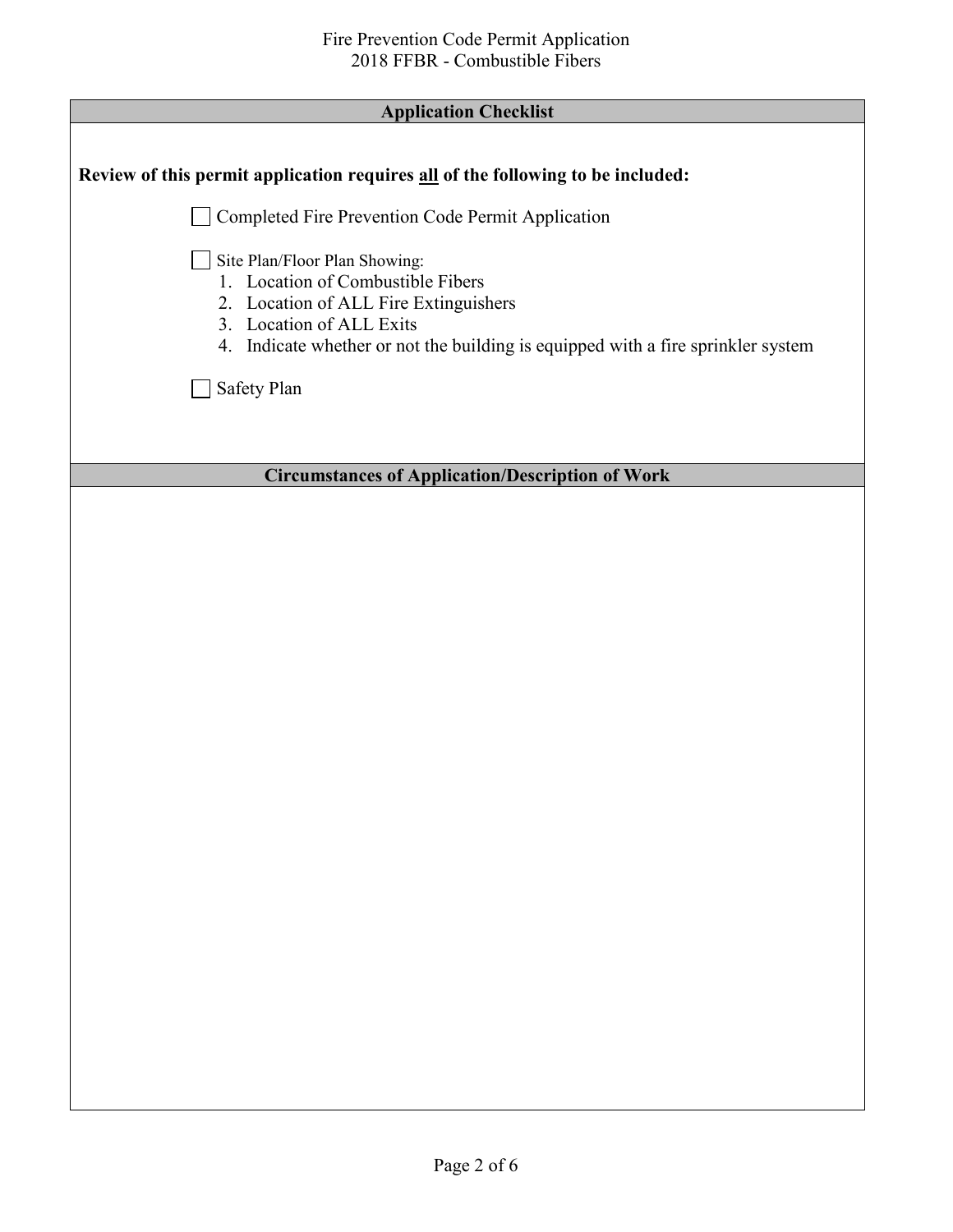## Application Checklist

**Review of this permit application requires all of the following to be included:**

- [ ] Completed Fire Prevention Code Permit Application
- [ ] Site Plan/Floor Plan Showing:
    1. Location of Combustible Fibers
    2. Location of ALL Fire Extinguishers
    3. Location of ALL Exits
    4. Indicate whether or not the building is equipped with a fire sprinkler system
- [ ] Safety Plan

## Circumstances of Application/Description of Work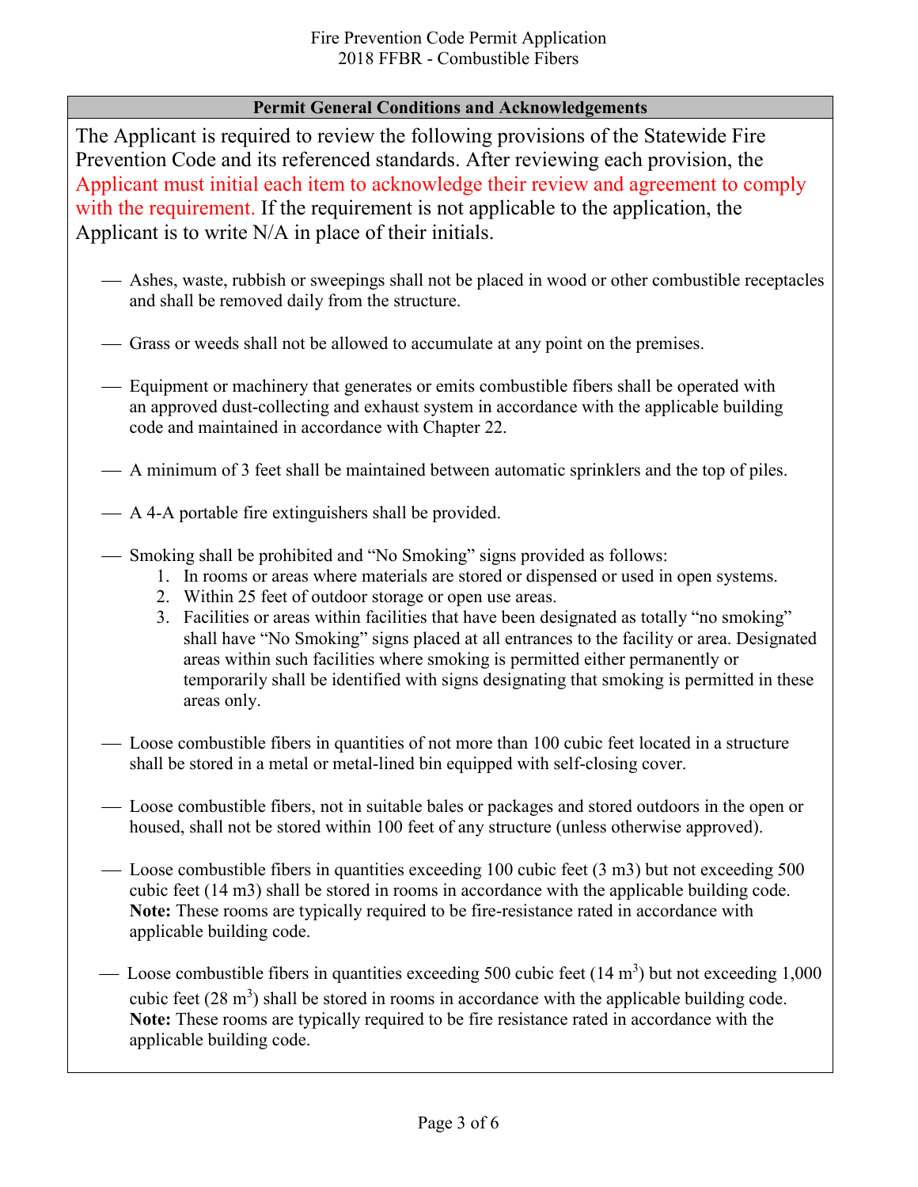# Fire Prevention Code Permit Application
## 2018 FFBR - Combustible Fibers

### Permit General Conditions and Acknowledgements

The Applicant is required to review the following provisions of the Statewide Fire Prevention Code and its referenced standards. After reviewing each provision, the Applicant must initial each item to acknowledge their review and agreement to comply with the requirement. If the requirement is not applicable to the application, the Applicant is to write N/A in place of their initials.

____ Ashes, waste, rubbish or sweepings shall not be placed in wood or other combustible receptacles and shall be removed daily from the structure.

____ Grass or weeds shall not be allowed to accumulate at any point on the premises.

____ Equipment or machinery that generates or emits combustible fibers shall be operated with an approved dust-collecting and exhaust system in accordance with the applicable building code and maintained in accordance with Chapter 22.

____ A minimum of 3 feet shall be maintained between automatic sprinklers and the top of piles.

____ A 4-A portable fire extinguishers shall be provided.

____ Smoking shall be prohibited and "No Smoking" signs provided as follows:

1. In rooms or areas where materials are stored or dispensed or used in open systems.
2. Within 25 feet of outdoor storage or open use areas.
3. Facilities or areas within facilities that have been designated as totally "no smoking" shall have "No Smoking" signs placed at all entrances to the facility or area. Designated areas within such facilities where smoking is permitted either permanently or temporarily shall be identified with signs designating that smoking is permitted in these areas only.

____ Loose combustible fibers in quantities of not more than 100 cubic feet located in a structure shall be stored in a metal or metal-lined bin equipped with self-closing cover.

____ Loose combustible fibers, not in suitable bales or packages and stored outdoors in the open or housed, shall not be stored within 100 feet of any structure (unless otherwise approved).

____ Loose combustible fibers in quantities exceeding 100 cubic feet (3 m3) but not exceeding 500 cubic feet (14 m3) shall be stored in rooms in accordance with the applicable building code. **Note:** These rooms are typically required to be fire-resistance rated in accordance with applicable building code.

____ Loose combustible fibers in quantities exceeding 500 cubic feet (14 $m^3$) but not exceeding 1,000 cubic feet (28 $m^3$) shall be stored in rooms in accordance with the applicable building code. **Note:** These rooms are typically required to be fire resistance rated in accordance with the applicable building code.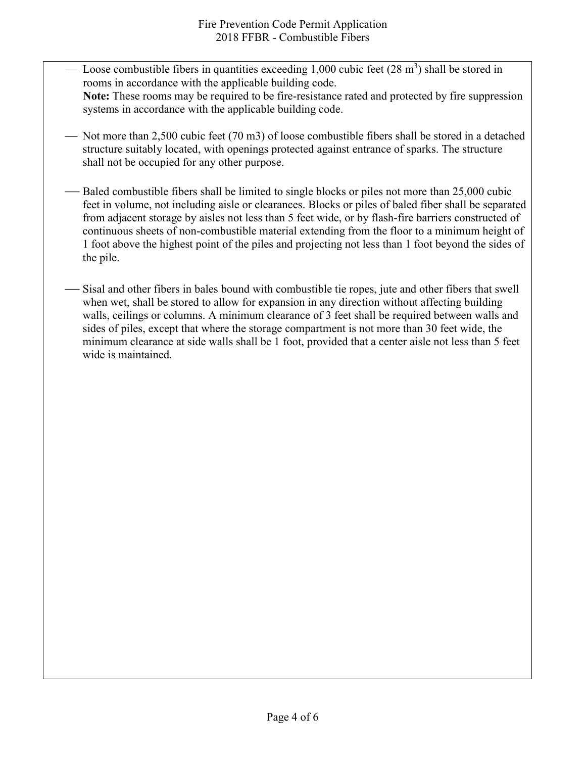- Loose combustible fibers in quantities exceeding 1,000 cubic feet (28 $m^3$) shall be stored in rooms in accordance with the applicable building code.
  **Note:** These rooms may be required to be fire-resistance rated and protected by fire suppression systems in accordance with the applicable building code.

- Not more than 2,500 cubic feet (70 m3) of loose combustible fibers shall be stored in a detached structure suitably located, with openings protected against entrance of sparks. The structure shall not be occupied for any other purpose.

- Baled combustible fibers shall be limited to single blocks or piles not more than 25,000 cubic feet in volume, not including aisle or clearances. Blocks or piles of baled fiber shall be separated from adjacent storage by aisles not less than 5 feet wide, or by flash-fire barriers constructed of continuous sheets of non-combustible material extending from the floor to a minimum height of 1 foot above the highest point of the piles and projecting not less than 1 foot beyond the sides of the pile.

- Sisal and other fibers in bales bound with combustible tie ropes, jute and other fibers that swell when wet, shall be stored to allow for expansion in any direction without affecting building walls, ceilings or columns. A minimum clearance of 3 feet shall be required between walls and sides of piles, except that where the storage compartment is not more than 30 feet wide, the minimum clearance at side walls shall be 1 foot, provided that a center aisle not less than 5 feet wide is maintained.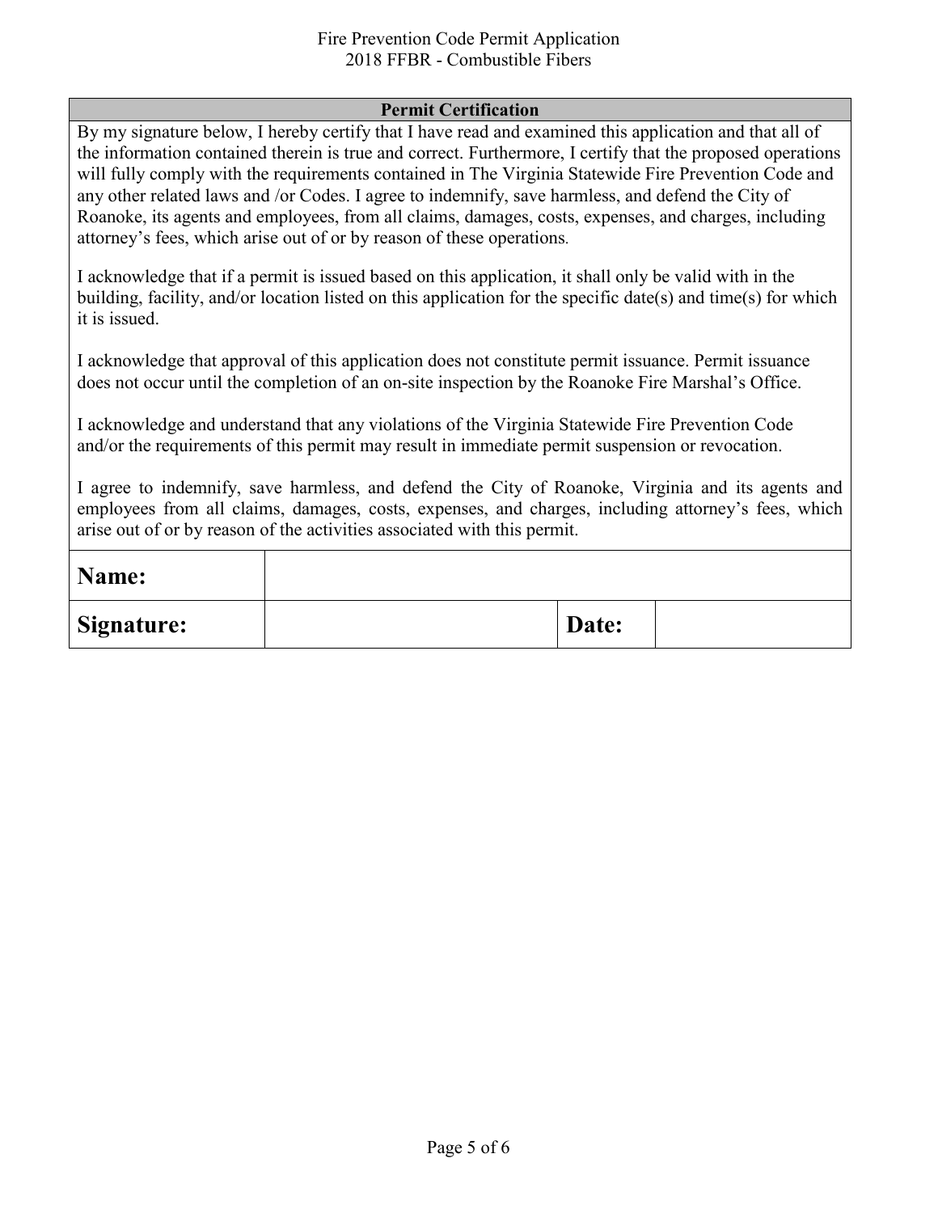## Permit Certification

By my signature below, I hereby certify that I have read and examined this application and that all of the information contained therein is true and correct. Furthermore, I certify that the proposed operations will fully comply with the requirements contained in The Virginia Statewide Fire Prevention Code and any other related laws and /or Codes. I agree to indemnify, save harmless, and defend the City of Roanoke, its agents and employees, from all claims, damages, costs, expenses, and charges, including attorney's fees, which arise out of or by reason of these operations.

I acknowledge that if a permit is issued based on this application, it shall only be valid with in the building, facility, and/or location listed on this application for the specific date(s) and time(s) for which it is issued.

I acknowledge that approval of this application does not constitute permit issuance. Permit issuance does not occur until the completion of an on-site inspection by the Roanoke Fire Marshal's Office.

I acknowledge and understand that any violations of the Virginia Statewide Fire Prevention Code and/or the requirements of this permit may result in immediate permit suspension or revocation.

I agree to indemnify, save harmless, and defend the City of Roanoke, Virginia and its agents and employees from all claims, damages, costs, expenses, and charges, including attorney's fees, which arise out of or by reason of the activities associated with this permit.

| **Name:** | | | |
|---|---|---|---|
| **Signature:** | | **Date:** | |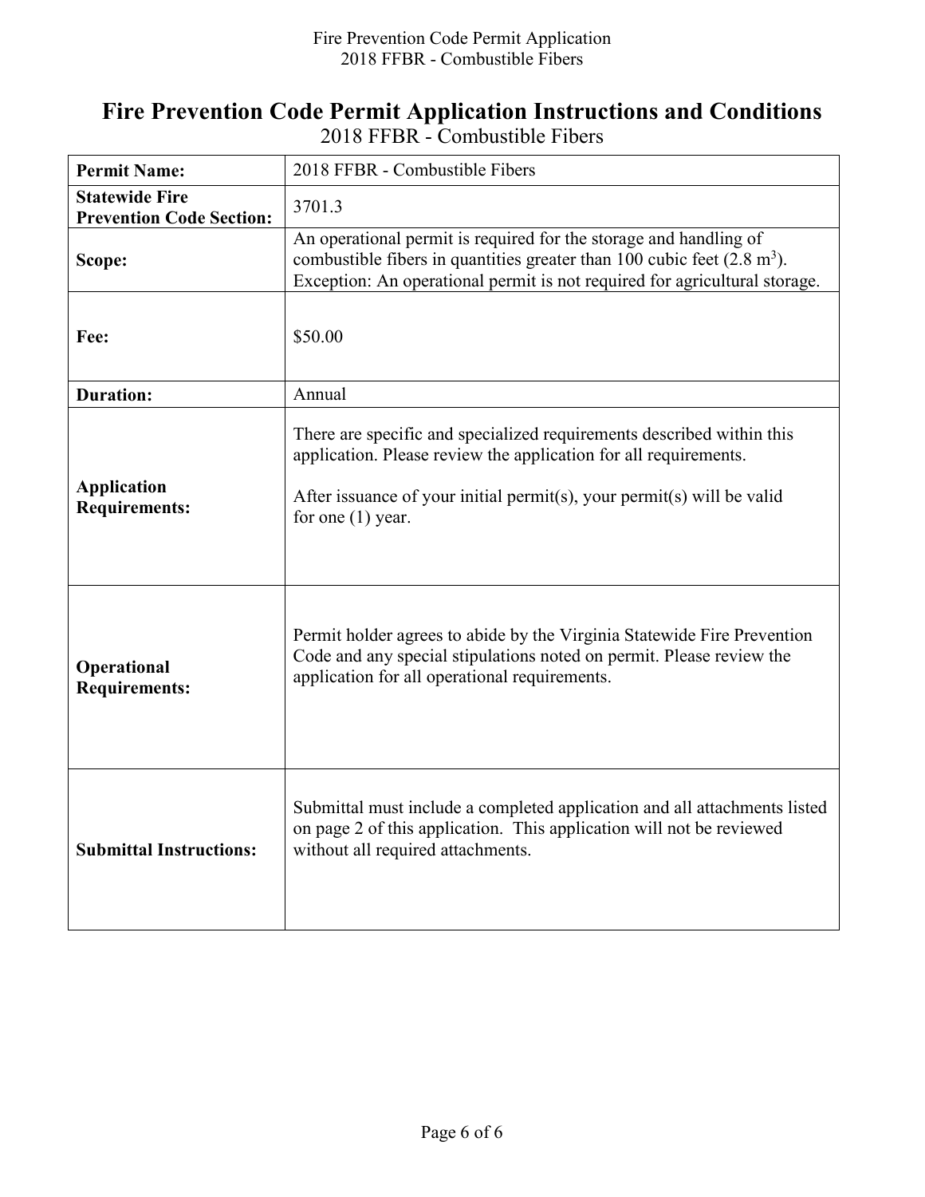# Fire Prevention Code Permit Application Instructions and Conditions

2018 FFBR - Combustible Fibers

| | |
|---|---|
| **Permit Name:** | 2018 FFBR - Combustible Fibers |
| **Statewide Fire Prevention Code Section:** | 3701.3 |
| **Scope:** | An operational permit is required for the storage and handling of combustible fibers in quantities greater than 100 cubic feet (2.8 $m^3$). Exception: An operational permit is not required for agricultural storage. |
| **Fee:** | $50.00 |
| **Duration:** | Annual |
| **Application Requirements:** | There are specific and specialized requirements described within this application. Please review the application for all requirements.<br><br>After issuance of your initial permit(s), your permit(s) will be valid for one (1) year. |
| **Operational Requirements:** | Permit holder agrees to abide by the Virginia Statewide Fire Prevention Code and any special stipulations noted on permit. Please review the application for all operational requirements. |
| **Submittal Instructions:** | Submittal must include a completed application and all attachments listed on page 2 of this application. This application will not be reviewed without all required attachments. |